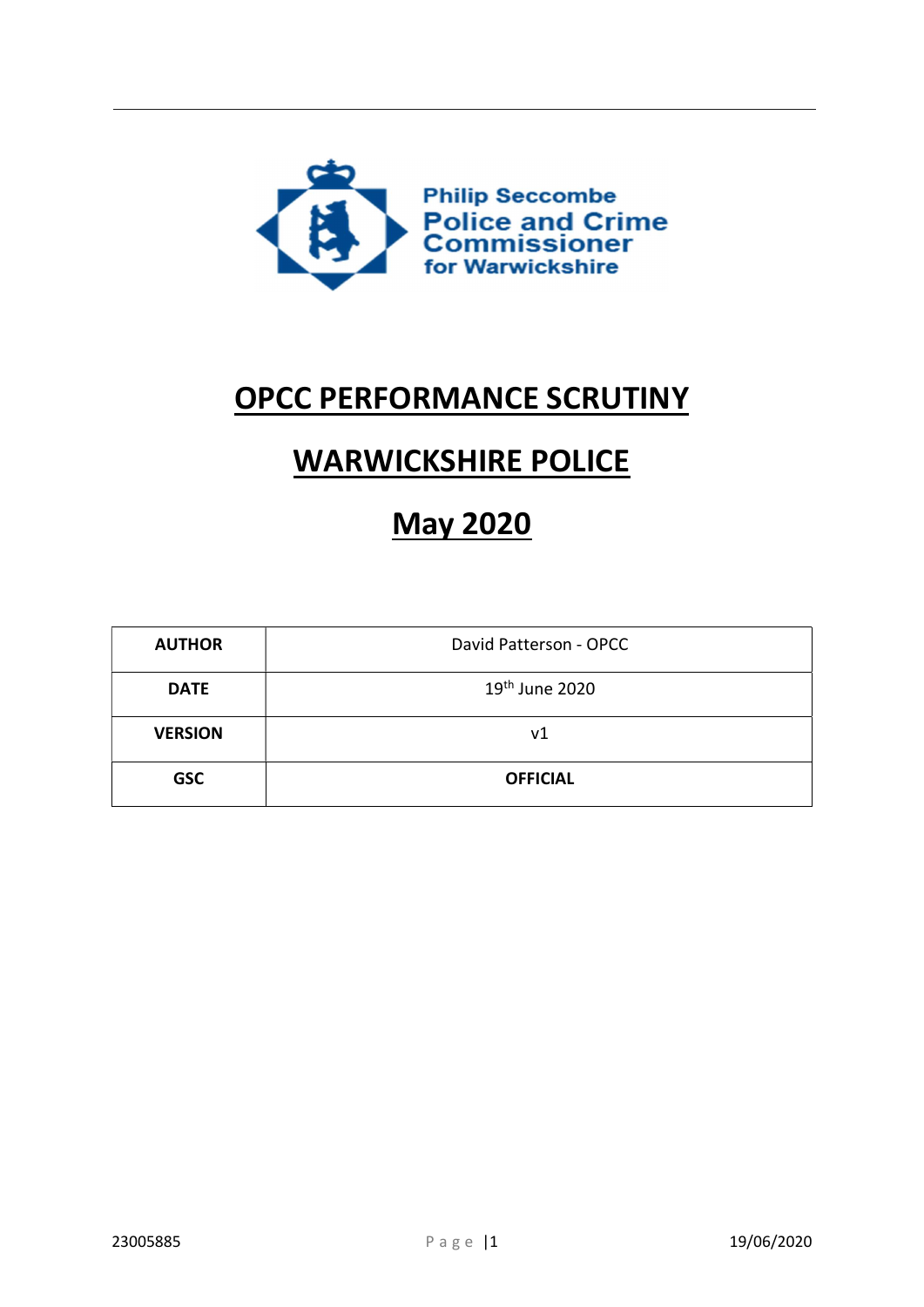Philip Seccombe
Police and Crime Commissioner
for Warwickshire

# OPCC PERFORMANCE SCRUTINY

# WARWICKSHIRE POLICE

# May 2020

| **AUTHOR** | David Patterson - OPCC |
|---|---|
| **DATE** | 19th June 2020 |
| **VERSION** | v1 |
| **GSC** | **OFFICIAL** |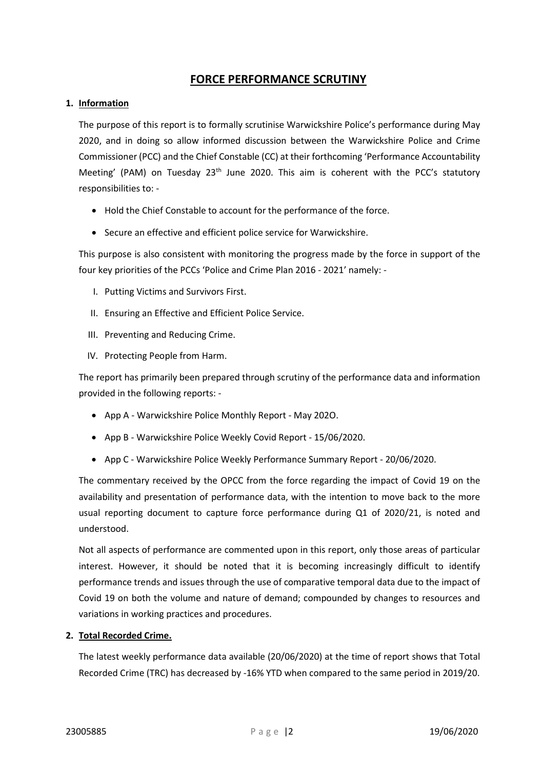# FORCE PERFORMANCE SCRUTINY

## 1. Information

The purpose of this report is to formally scrutinise Warwickshire Police's performance during May 2020, and in doing so allow informed discussion between the Warwickshire Police and Crime Commissioner (PCC) and the Chief Constable (CC) at their forthcoming 'Performance Accountability Meeting' (PAM) on Tuesday 23rd June 2020. This aim is coherent with the PCC's statutory responsibilities to: -

- Hold the Chief Constable to account for the performance of the force.
- Secure an effective and efficient police service for Warwickshire.

This purpose is also consistent with monitoring the progress made by the force in support of the four key priorities of the PCCs 'Police and Crime Plan 2016 - 2021' namely: -

I. Putting Victims and Survivors First.

II. Ensuring an Effective and Efficient Police Service.

III. Preventing and Reducing Crime.

IV. Protecting People from Harm.

The report has primarily been prepared through scrutiny of the performance data and information provided in the following reports: -

- App A - Warwickshire Police Monthly Report - May 202O.
- App B - Warwickshire Police Weekly Covid Report - 15/06/2020.
- App C - Warwickshire Police Weekly Performance Summary Report - 20/06/2020.

The commentary received by the OPCC from the force regarding the impact of Covid 19 on the availability and presentation of performance data, with the intention to move back to the more usual reporting document to capture force performance during Q1 of 2020/21, is noted and understood.

Not all aspects of performance are commented upon in this report, only those areas of particular interest. However, it should be noted that it is becoming increasingly difficult to identify performance trends and issues through the use of comparative temporal data due to the impact of Covid 19 on both the volume and nature of demand; compounded by changes to resources and variations in working practices and procedures.

## 2. Total Recorded Crime.

The latest weekly performance data available (20/06/2020) at the time of report shows that Total Recorded Crime (TRC) has decreased by -16% YTD when compared to the same period in 2019/20.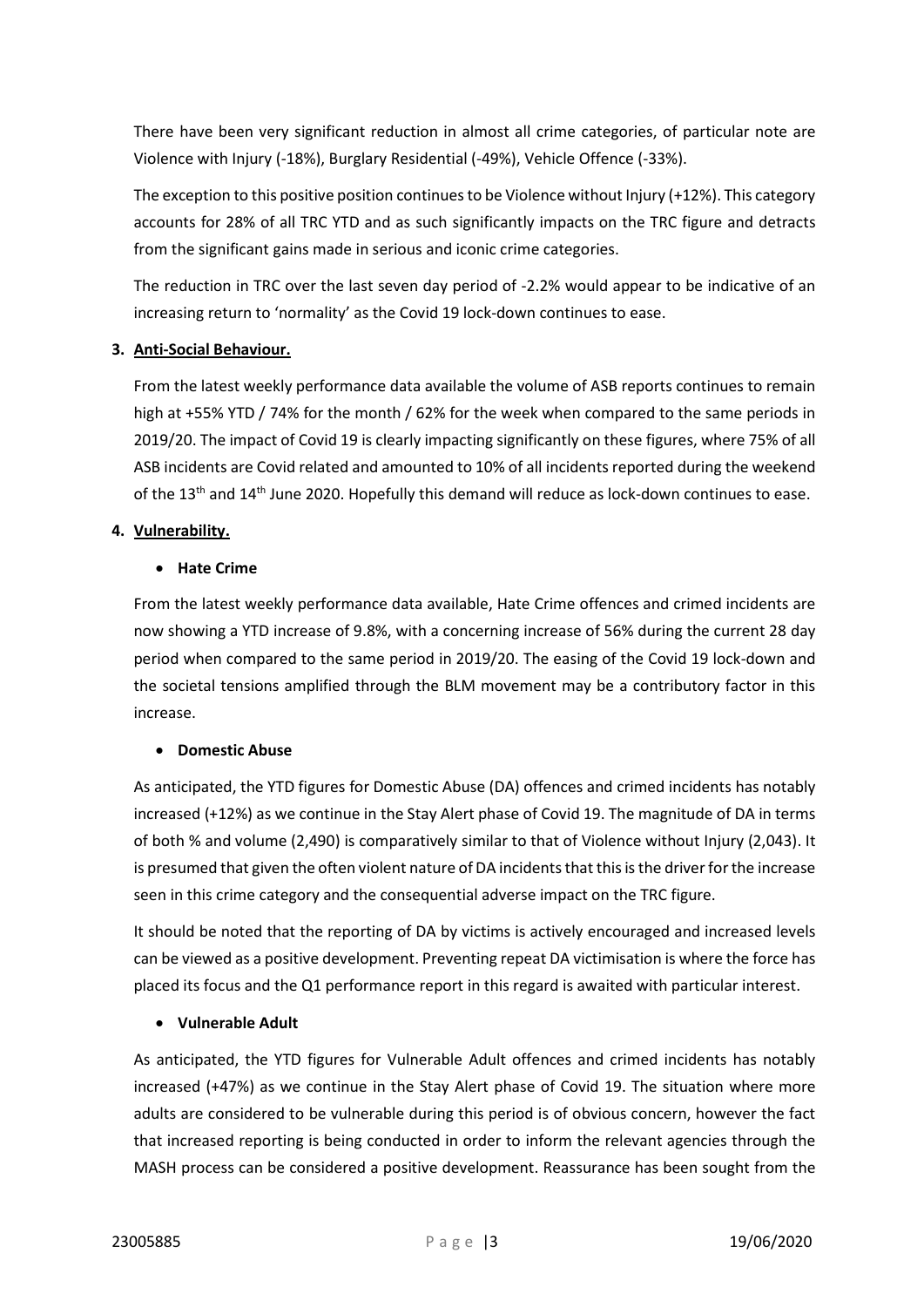There have been very significant reduction in almost all crime categories, of particular note are Violence with Injury (-18%), Burglary Residential (-49%), Vehicle Offence (-33%).

The exception to this positive position continues to be Violence without Injury (+12%). This category accounts for 28% of all TRC YTD and as such significantly impacts on the TRC figure and detracts from the significant gains made in serious and iconic crime categories.

The reduction in TRC over the last seven day period of -2.2% would appear to be indicative of an increasing return to 'normality' as the Covid 19 lock-down continues to ease.

**3. Anti-Social Behaviour.**

From the latest weekly performance data available the volume of ASB reports continues to remain high at +55% YTD / 74% for the month / 62% for the week when compared to the same periods in 2019/20. The impact of Covid 19 is clearly impacting significantly on these figures, where 75% of all ASB incidents are Covid related and amounted to 10% of all incidents reported during the weekend of the 13th and 14th June 2020. Hopefully this demand will reduce as lock-down continues to ease.

**4. Vulnerability.**

- **Hate Crime**

From the latest weekly performance data available, Hate Crime offences and crimed incidents are now showing a YTD increase of 9.8%, with a concerning increase of 56% during the current 28 day period when compared to the same period in 2019/20. The easing of the Covid 19 lock-down and the societal tensions amplified through the BLM movement may be a contributory factor in this increase.

- **Domestic Abuse**

As anticipated, the YTD figures for Domestic Abuse (DA) offences and crimed incidents has notably increased (+12%) as we continue in the Stay Alert phase of Covid 19. The magnitude of DA in terms of both % and volume (2,490) is comparatively similar to that of Violence without Injury (2,043). It is presumed that given the often violent nature of DA incidents that this is the driver for the increase seen in this crime category and the consequential adverse impact on the TRC figure.

It should be noted that the reporting of DA by victims is actively encouraged and increased levels can be viewed as a positive development. Preventing repeat DA victimisation is where the force has placed its focus and the Q1 performance report in this regard is awaited with particular interest.

- **Vulnerable Adult**

As anticipated, the YTD figures for Vulnerable Adult offences and crimed incidents has notably increased (+47%) as we continue in the Stay Alert phase of Covid 19. The situation where more adults are considered to be vulnerable during this period is of obvious concern, however the fact that increased reporting is being conducted in order to inform the relevant agencies through the MASH process can be considered a positive development. Reassurance has been sought from the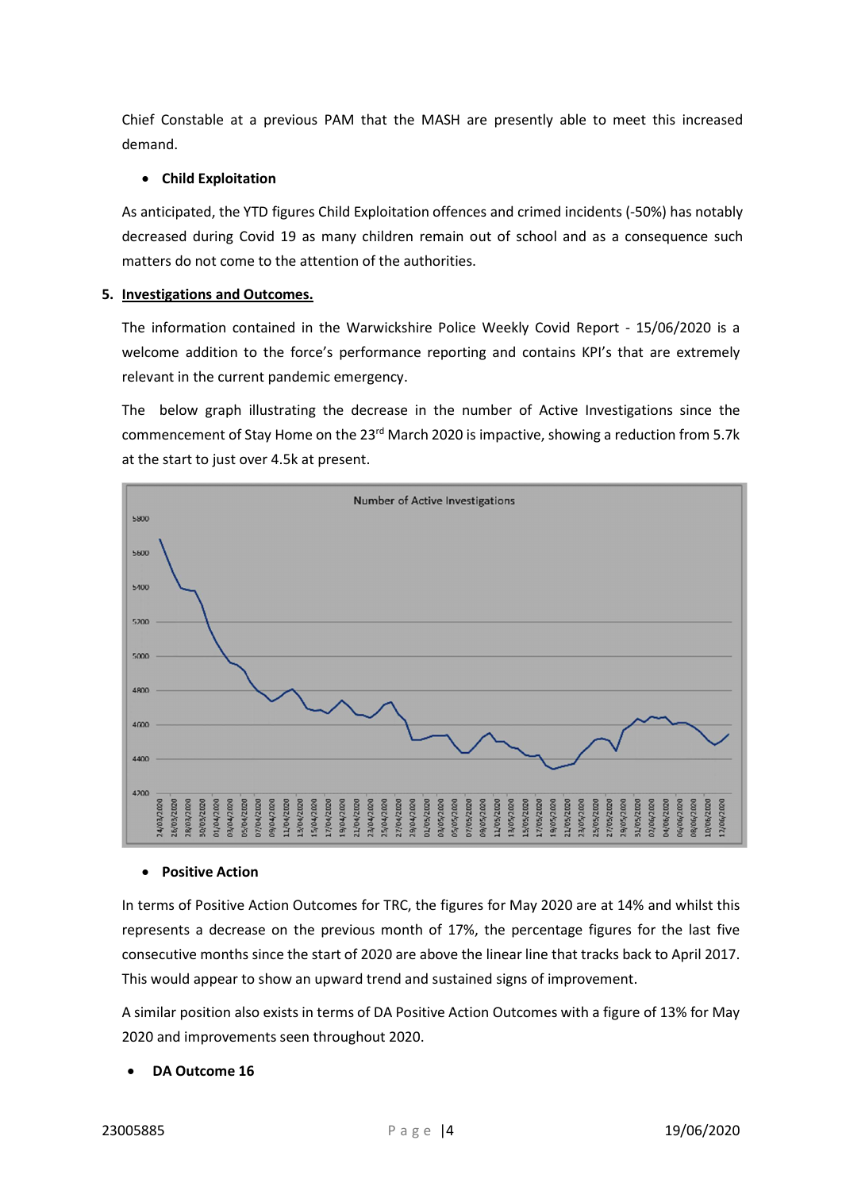Chief Constable at a previous PAM that the MASH are presently able to meet this increased demand.

- **Child Exploitation**

As anticipated, the YTD figures Child Exploitation offences and crimed incidents (-50%) has notably decreased during Covid 19 as many children remain out of school and as a consequence such matters do not come to the attention of the authorities.

**5. Investigations and Outcomes.**

The information contained in the Warwickshire Police Weekly Covid Report - 15/06/2020 is a welcome addition to the force's performance reporting and contains KPI's that are extremely relevant in the current pandemic emergency.

The below graph illustrating the decrease in the number of Active Investigations since the commencement of Stay Home on the 23rd March 2020 is impactive, showing a reduction from 5.7k at the start to just over 4.5k at present.

- **Positive Action**

In terms of Positive Action Outcomes for TRC, the figures for May 2020 are at 14% and whilst this represents a decrease on the previous month of 17%, the percentage figures for the last five consecutive months since the start of 2020 are above the linear line that tracks back to April 2017. This would appear to show an upward trend and sustained signs of improvement.

A similar position also exists in terms of DA Positive Action Outcomes with a figure of 13% for May 2020 and improvements seen throughout 2020.

- **DA Outcome 16**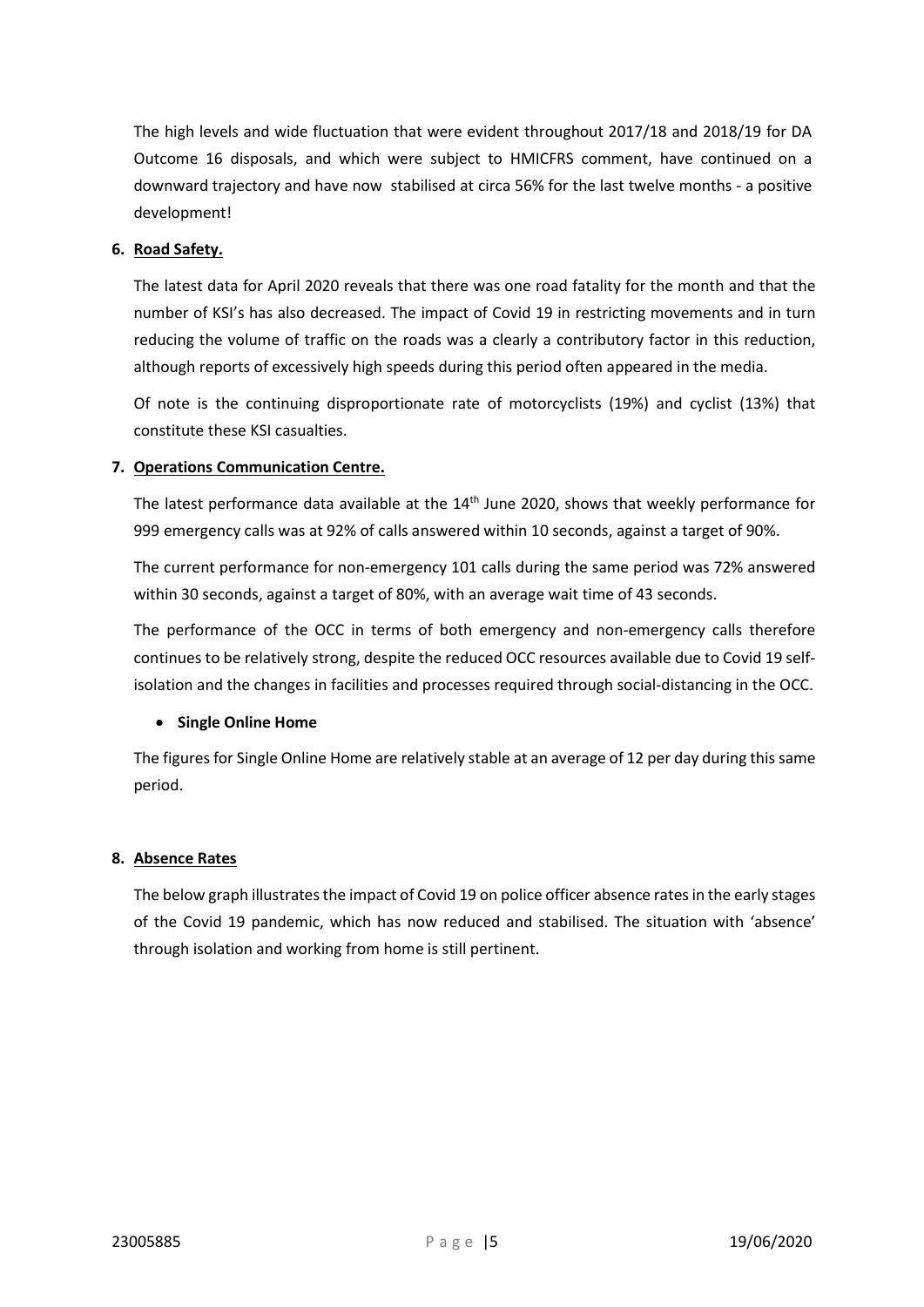The high levels and wide fluctuation that were evident throughout 2017/18 and 2018/19 for DA Outcome 16 disposals, and which were subject to HMICFRS comment, have continued on a downward trajectory and have now stabilised at circa 56% for the last twelve months - a positive development!

**6. Road Safety.**

The latest data for April 2020 reveals that there was one road fatality for the month and that the number of KSI's has also decreased. The impact of Covid 19 in restricting movements and in turn reducing the volume of traffic on the roads was a clearly a contributory factor in this reduction, although reports of excessively high speeds during this period often appeared in the media.

Of note is the continuing disproportionate rate of motorcyclists (19%) and cyclist (13%) that constitute these KSI casualties.

**7. Operations Communication Centre.**

The latest performance data available at the 14th June 2020, shows that weekly performance for 999 emergency calls was at 92% of calls answered within 10 seconds, against a target of 90%.

The current performance for non-emergency 101 calls during the same period was 72% answered within 30 seconds, against a target of 80%, with an average wait time of 43 seconds.

The performance of the OCC in terms of both emergency and non-emergency calls therefore continues to be relatively strong, despite the reduced OCC resources available due to Covid 19 self-isolation and the changes in facilities and processes required through social-distancing in the OCC.

- **Single Online Home**

The figures for Single Online Home are relatively stable at an average of 12 per day during this same period.

**8. Absence Rates**

The below graph illustrates the impact of Covid 19 on police officer absence rates in the early stages of the Covid 19 pandemic, which has now reduced and stabilised. The situation with 'absence' through isolation and working from home is still pertinent.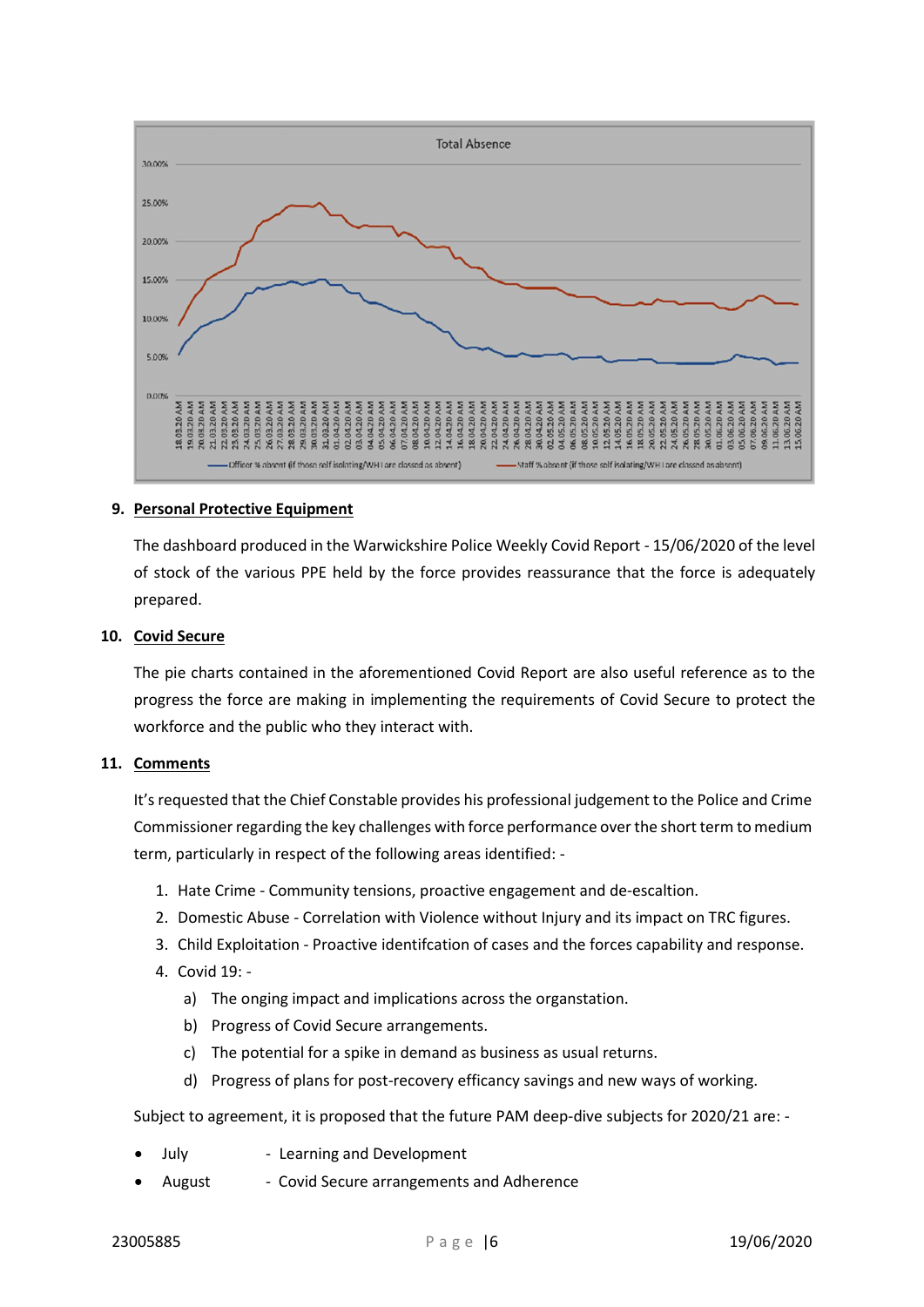## 9. Personal Protective Equipment

The dashboard produced in the Warwickshire Police Weekly Covid Report - 15/06/2020 of the level of stock of the various PPE held by the force provides reassurance that the force is adequately prepared.

## 10. Covid Secure

The pie charts contained in the aforementioned Covid Report are also useful reference as to the progress the force are making in implementing the requirements of Covid Secure to protect the workforce and the public who they interact with.

## 11. Comments

It's requested that the Chief Constable provides his professional judgement to the Police and Crime Commissioner regarding the key challenges with force performance over the short term to medium term, particularly in respect of the following areas identified: -

1. Hate Crime - Community tensions, proactive engagement and de-escaltion.
2. Domestic Abuse - Correlation with Violence without Injury and its impact on TRC figures.
3. Child Exploitation - Proactive identifcation of cases and the forces capability and response.
4. Covid 19: -
   a) The onging impact and implications across the organstation.
   b) Progress of Covid Secure arrangements.
   c) The potential for a spike in demand as business as usual returns.
   d) Progress of plans for post-recovery efficancy savings and new ways of working.

Subject to agreement, it is proposed that the future PAM deep-dive subjects for 2020/21 are: -

- July - Learning and Development
- August - Covid Secure arrangements and Adherence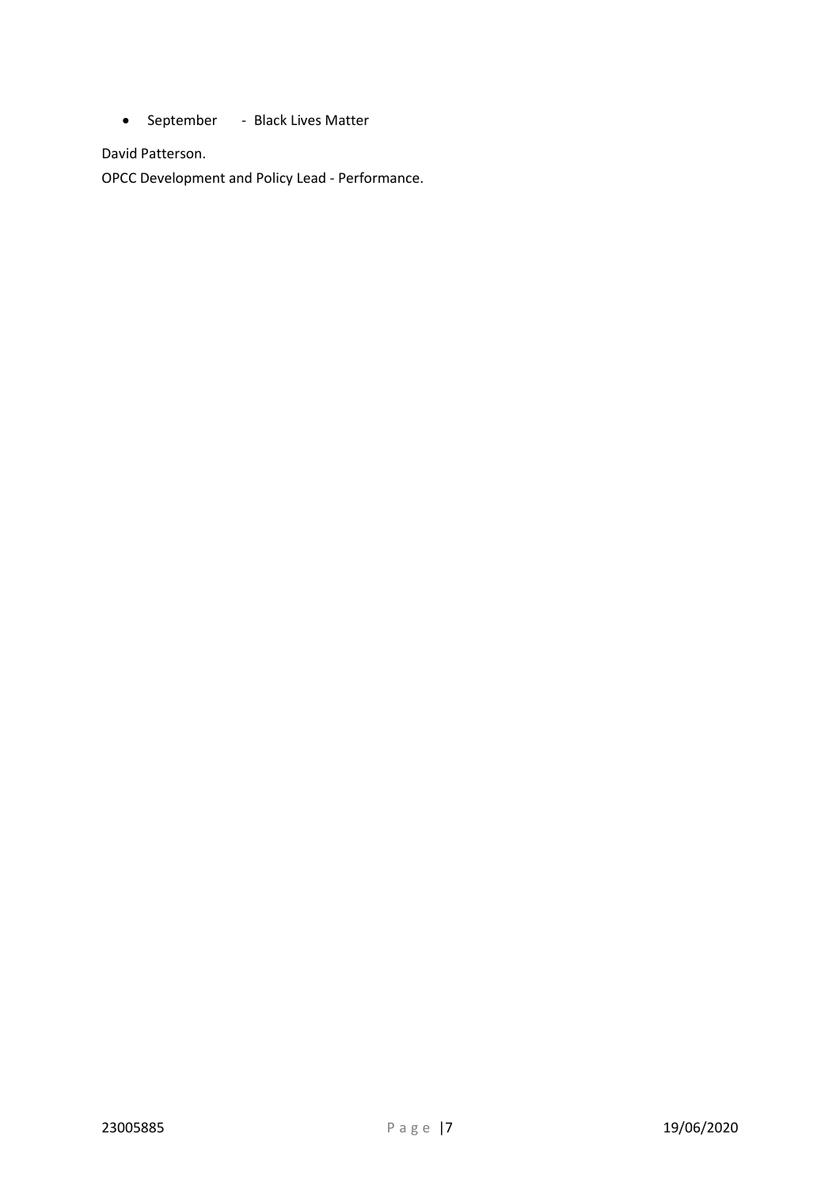- September - Black Lives Matter

David Patterson.

OPCC Development and Policy Lead - Performance.